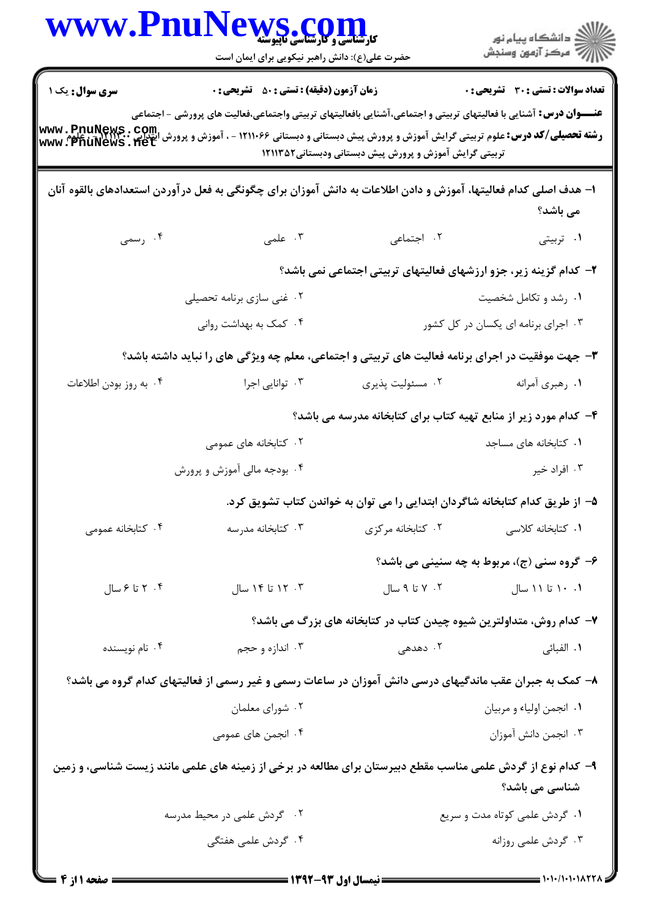کارشناسی و کارشناسی ناپیوسته

حضرت علی(ع): دانش راهبر نیکویی برای ایمان است

دانشگاه پیام نور
مرکز آزمون وسنجش

**سری سوال:** یک ۱ | **زمان آزمون (دقیقه) : تستی : ۵۰ تشریحی : ۰** | **تعداد سوالات : تستی : ۳۰ تشریحی : ۰**

**عنـــوان درس:** آشنایی با فعالیتهای تربیتی و اجتماعی،آشنایی بافعالیتهای تربیتی واجتماعی،فعالیت های پرورشی - اجتماعی

**رشته تحصیلی/کد درس:** علوم تربیتی گرایش آموزش و پرورش پیش دبستانی و دبستانی ۱۲۱۱۰۶۶ - ، آموزش و پرورش ابتدایی ۱۲۱۱۲۰۰ - ، علوم تربیتی گرایش آموزش و پرورش پیش دبستانی ودبستانی۱۲۱۱۳۵۲

۱- هدف اصلی کدام فعالیتها، آموزش و دادن اطلاعات به دانش آموزان برای چگونگی به فعل درآوردن استعدادهای بالقوه آنان می باشد؟

۱. تربیتی
۲. اجتماعی
۳. علمی
۴. رسمی

۲- کدام گزینه زیر، جزو ارزشهای فعالیتهای تربیتی اجتماعی نمی باشد؟

۱. رشد و تکامل شخصیت
۲. غنی سازی برنامه تحصیلی
۳. اجرای برنامه ای یکسان در کل کشور
۴. کمک به بهداشت روانی

۳- جهت موفقیت در اجرای برنامه فعالیت های تربیتی و اجتماعی، معلم چه ویژگی های را نباید داشته باشد؟

۱. رهبری آمرانه
۲. مسئولیت پذیری
۳. توانایی اجرا
۴. به روز بودن اطلاعات

۴- کدام مورد زیر از منابع تهیه کتاب برای کتابخانه مدرسه می باشد؟

۱. کتابخانه های مساجد
۲. کتابخانه های عمومی
۳. افراد خیر
۴. بودجه مالی آموزش و پرورش

۵- از طریق کدام کتابخانه شاگردان ابتدایی را می توان به خواندن کتاب تشویق کرد.

۱. کتابخانه کلاسی
۲. کتابخانه مرکزی
۳. کتابخانه مدرسه
۴. کتابخانه عمومی

۶- گروه سنی (ج)، مربوط به چه سنینی می باشد؟

۱. ۱۰ تا ۱۱ سال
۲. ۷ تا ۹ سال
۳. ۱۲ تا ۱۴ سال
۴. ۲ تا ۶ سال

۷- کدام روش، متداولترین شیوه چیدن کتاب در کتابخانه های بزرگ می باشد؟

۱. الفبائی
۲. دهدهی
۳. اندازه و حجم
۴. نام نویسنده

۸- کمک به جبران عقب ماندگیهای درسی دانش آموزان در ساعات رسمی و غیر رسمی از فعالیتهای کدام گروه می باشد؟

۱. انجمن اولیاء و مربیان
۲. شورای معلمان
۳. انجمن دانش آموزان
۴. انجمن های عمومی

۹- کدام نوع از گردش علمی مناسب مقطع دبیرستان برای مطالعه در برخی از زمینه های علمی مانند زیست شناسی، و زمین شناسی می باشد؟

۱. گردش علمی کوتاه مدت و سریع
۲. گردش علمی در محیط مدرسه
۳. گردش علمی روزانه
۴. گردش علمی هفتگی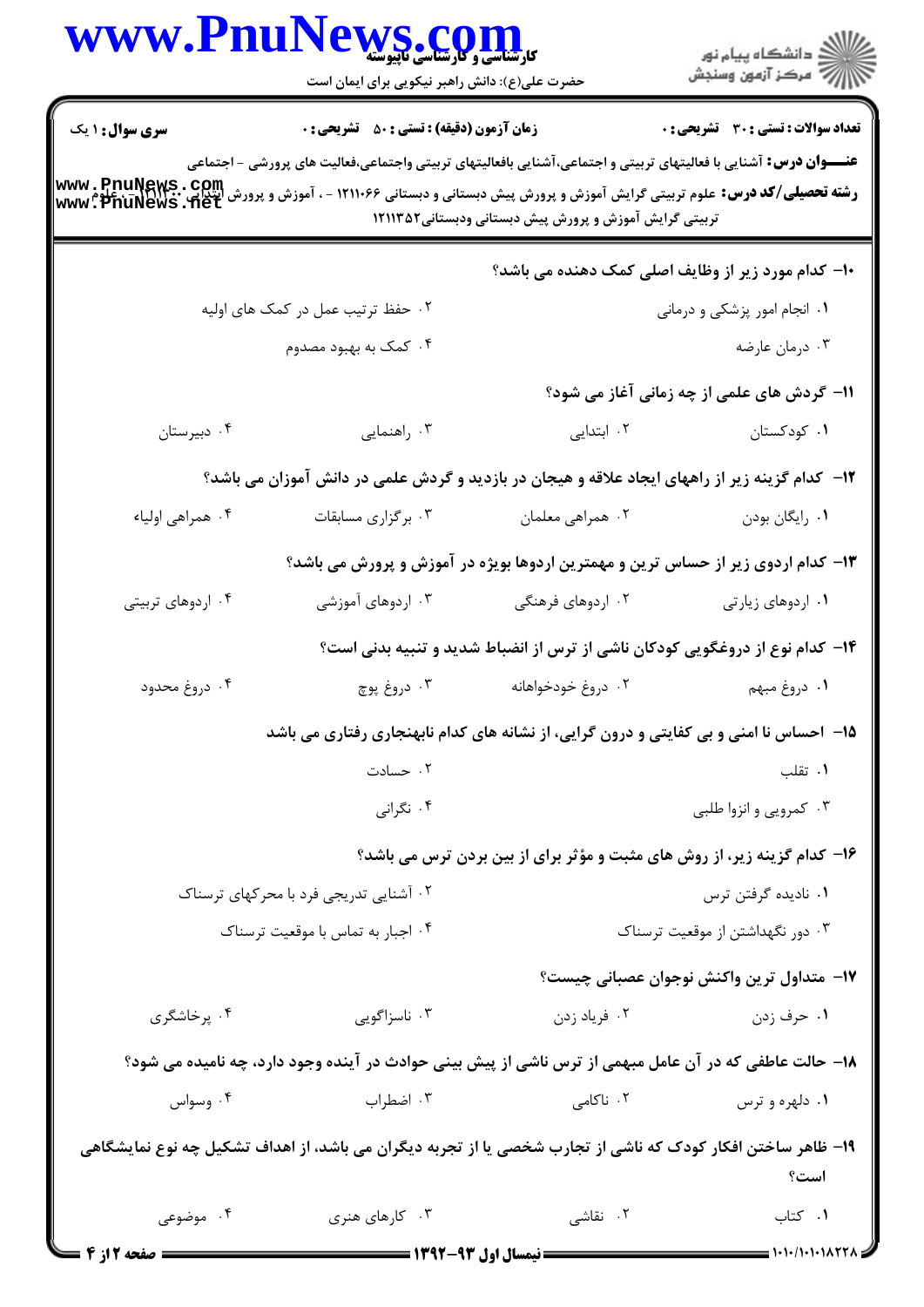**سری سوال:** ۱ یک | **زمان آزمون (دقیقه) : تستی : ۵۰ تشریحی : ۰** | **تعداد سوالات : تستی : ۳۰ تشریحی : ۰**

**عنـــوان درس:** آشنایی با فعالیتهای تربیتی و اجتماعی،آشنایی بافعالیتهای تربیتی واجتماعی،فعالیت های پرورشی - اجتماعی

**رشته تحصیلی/کد درس:** علوم تربیتی گرایش آموزش و پرورش پیش دبستانی و دبستانی ۱۲۱۱۰۶۶ - ، آموزش و پرورش ابتدایی ۱۲۱۱۱۰۶ - ، علوم تربیتی گرایش آموزش و پرورش پیش دبستانی ودبستانی ۱۲۱۱۳۵۲

**۱۰- کدام مورد زیر از وظایف اصلی کمک دهنده می باشد؟**

۱. انجام امور پزشکی و درمانی
۲. حفظ ترتیب عمل در کمک های اولیه
۳. درمان عارضه
۴. کمک به بهبود مصدوم

**۱۱- گردش های علمی از چه زمانی آغاز می شود؟**

۱. کودکستان
۲. ابتدایی
۳. راهنمایی
۴. دبیرستان

**۱۲- کدام گزینه زیر از راههای ایجاد علاقه و هیجان در بازدید و گردش علمی در دانش آموزان می باشد؟**

۱. رایگان بودن
۲. همراهی معلمان
۳. برگزاری مسابقات
۴. همراهی اولیاء

**۱۳- کدام اردوی زیر از حساس ترین و مهمترین اردوها بویژه در آموزش و پرورش می باشد؟**

۱. اردوهای زیارتی
۲. اردوهای فرهنگی
۳. اردوهای آموزشی
۴. اردوهای تربیتی

**۱۴- کدام نوع از دروغگویی کودکان ناشی از ترس از انضباط شدید و تنبیه بدنی است؟**

۱. دروغ مبهم
۲. دروغ خودخواهانه
۳. دروغ پوچ
۴. دروغ محدود

**۱۵- احساس نا امنی و بی کفایتی و درون گرایی، از نشانه های کدام نابهنجاری رفتاری می باشد**

۱. تقلب
۲. حسادت
۳. کمرویی و انزوا طلبی
۴. نگرانی

**۱۶- کدام گزینه زیر، از روش های مثبت و مؤثر برای از بین بردن ترس می باشد؟**

۱. نادیده گرفتن ترس
۲. آشنایی تدریجی فرد با محرکهای ترسناک
۳. دور نگهداشتن از موقعیت ترسناک
۴. اجبار به تماس با موقعیت ترسناک

**۱۷- متداول ترین واکنش نوجوان عصبانی چیست؟**

۱. حرف زدن
۲. فریاد زدن
۳. ناسزاگویی
۴. پرخاشگری

**۱۸- حالت عاطفی که در آن عامل مبهمی از ترس ناشی از پیش بینی حوادث در آینده وجود دارد، چه نامیده می شود؟**

۱. دلهره و ترس
۲. ناکامی
۳. اضطراب
۴. وسواس

**۱۹- ظاهر ساختن افکار کودک که ناشی از تجارب شخصی یا از تجربه دیگران می باشد، از اهداف تشکیل چه نوع نمایشگاهی است؟**

۱. کتاب
۲. نقاشی
۳. کارهای هنری
۴. موضوعی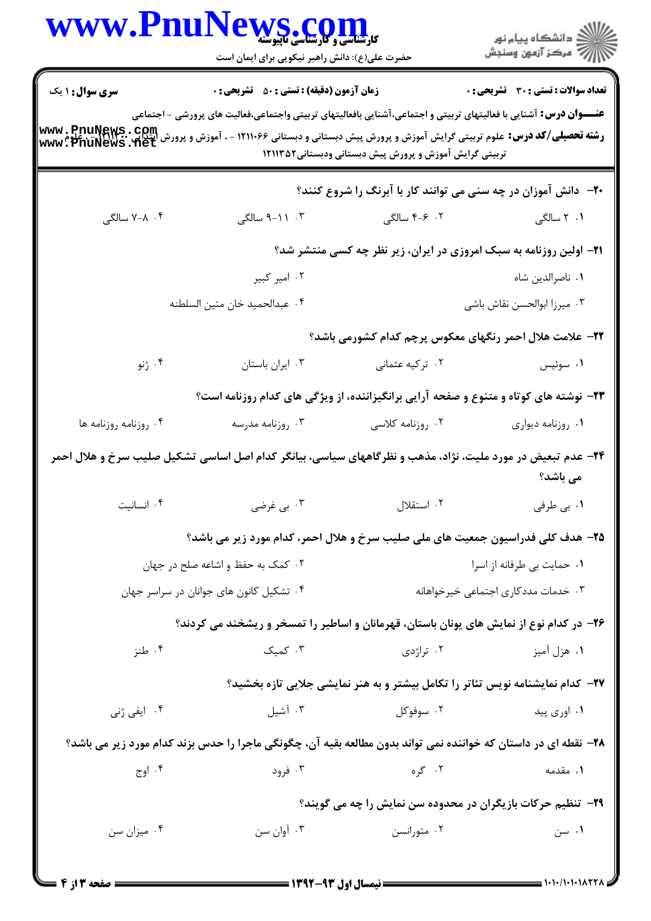**سری سوال:** ۱ یک　　**زمان آزمون (دقیقه) : تستی :** ۵۰ **تشریحی :** ۰　　**تعداد سوالات : تستی :** ۳۰ **تشریحی :** ۰

**عنـــوان درس:** آشنایی با فعالیتهای تربیتی و اجتماعی،آشنایی بافعالیتهای تربیتی واجتماعی،فعالیت های پرورشی - اجتماعی

**رشته تحصیلی/کد درس:** علوم تربیتی گرایش آموزش و پرورش پیش دبستانی و دبستانی ۱۲۱۱۰۶۶ - ، آموزش و پرورش ابتدایی ۱۲۱۱۱۰۳ - ، علوم تربیتی گرایش آموزش و پرورش پیش دبستانی ودبستانی۱۲۱۱۳۵۲

۲۰- دانش آموزان در چه سنی می توانند کار با آبرنگ را شروع کنند؟

۱. ۲ سالگی　　۲. ۶-۴ سالگی　　۳. ۱۱-۹ سالگی　　۴. ۸-۷ سالگی

۲۱- اولین روزنامه به سبک امروزی در ایران، زیر نظر چه کسی منتشر شد؟

۱. ناصرالدین شاه　　۲. امیر کبیر
۳. میرزا ابوالحسن نقاش باشی　　۴. عبدالحمید خان متین السلطنه

۲۲- علامت هلال احمر رنگهای معکوس پرچم کدام کشورمی باشد؟

۱. سوئیس　　۲. ترکیه عثمانی　　۳. ایران باستان　　۴. ژنو

۲۳- نوشته های کوتاه و متنوع و صفحه آرایی برانگیزاننده، از ویژگی های کدام روزنامه است؟

۱. روزنامه دیواری　　۲. روزنامه کلاسی　　۳. روزنامه مدرسه　　۴. روزنامه روزنامه ها

۲۴- عدم تبعیض در مورد ملیت، نژاد، مذهب و نظرگاههای سیاسی، بیانگر کدام اصل اساسی تشکیل صلیب سرخ و هلال احمر می باشد؟

۱. بی طرفی　　۲. استقلال　　۳. بی غرضی　　۴. انسانیت

۲۵- هدف کلی فدراسیون جمعیت های ملی صلیب سرخ و هلال احمر، کدام مورد زیر می باشد؟

۱. حمایت بی طرفانه از اسرا　　۲. کمک به حفظ و اشاعه صلح در جهان
۳. خدمات مددکاری اجتماعی خیرخواهانه　　۴. تشکیل کانون های جوانان در سراسر جهان

۲۶- در کدام نوع از نمایش های یونان باستان، قهرمانان و اساطیر را تمسخر و ریشخند می کردند؟

۱. هزل آمیز　　۲. تراژدی　　۳. کمیک　　۴. طنز

۲۷- کدام نمایشنامه نویس تئاتر را تکامل بیشتر و به هنر نمایشی جلایی تازه بخشید؟

۱. اوری پید　　۲. سوفوکل　　۳. آشیل　　۴. ایفی ژنی

۲۸- نقطه ای در داستان که خواننده نمی تواند بدون مطالعه بقیه آن، چگونگی ماجرا را حدس بزند کدام مورد زیر می باشد؟

۱. مقدمه　　۲. گره　　۳. فرود　　۴. اوج

۲۹- تنظیم حرکات بازیگران در محدوده سن نمایش را چه می گویند؟

۱. سن　　۲. متورانسن　　۳. آوان سن　　۴. میزان سن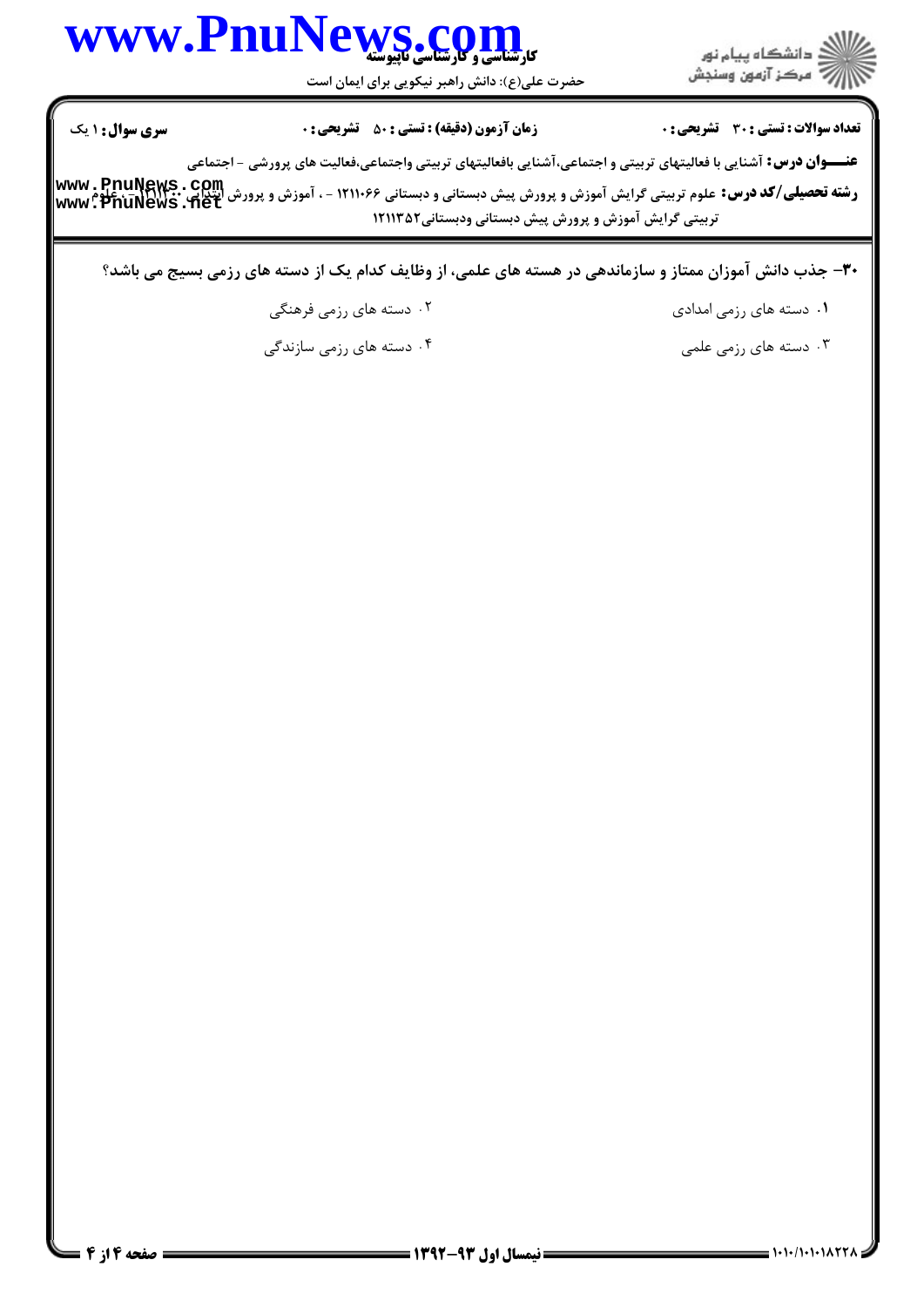**تعداد سوالات : تستی : ۳۰ تشریحی : ۰** | **زمان آزمون (دقیقه) : تستی : ۵۰ تشریحی : ۰** | **سری سوال : ۱ یک**

**عنـــوان درس:** آشنایی با فعالیتهای تربیتی و اجتماعی،آشنایی بافعالیتهای تربیتی واجتماعی،فعالیت های پرورشی - اجتماعی

**رشته تحصیلی/کد درس:** علوم تربیتی گرایش آموزش و پرورش پیش دبستانی و دبستانی ۱۲۱۱۰۶۶ - ، آموزش و پرورش ابتدایی ۱۲۱۱۱۰۹ - ، علوم تربیتی گرایش آموزش و پرورش پیش دبستانی ودبستانی۱۲۱۱۳۵۲

**۳۰- جذب دانش آموزان ممتاز و سازماندهی در هسته های علمی، از وظایف کدام یک از دسته های رزمی بسیج می باشد؟**

۱. دسته های رزمی امدادی

۲. دسته های رزمی فرهنگی

۳. دسته های رزمی علمی

۴. دسته های رزمی سازندگی